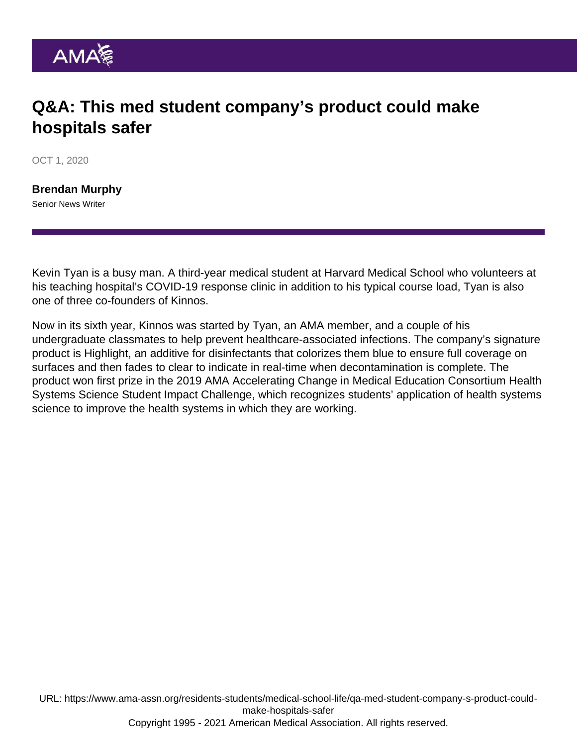# Q&A: This med student company's product could make hospitals safer

OCT 1, 2020

**Brendan Murphy**
Senior News Writer

Kevin Tyan is a busy man. A third-year medical student at Harvard Medical School who volunteers at his teaching hospital's COVID-19 response clinic in addition to his typical course load, Tyan is also one of three co-founders of Kinnos.

Now in its sixth year, Kinnos was started by Tyan, an AMA member, and a couple of his undergraduate classmates to help prevent healthcare-associated infections. The company's signature product is Highlight, an additive for disinfectants that colorizes them blue to ensure full coverage on surfaces and then fades to clear to indicate in real-time when decontamination is complete. The product won first prize in the 2019 AMA Accelerating Change in Medical Education Consortium Health Systems Science Student Impact Challenge, which recognizes students' application of health systems science to improve the health systems in which they are working.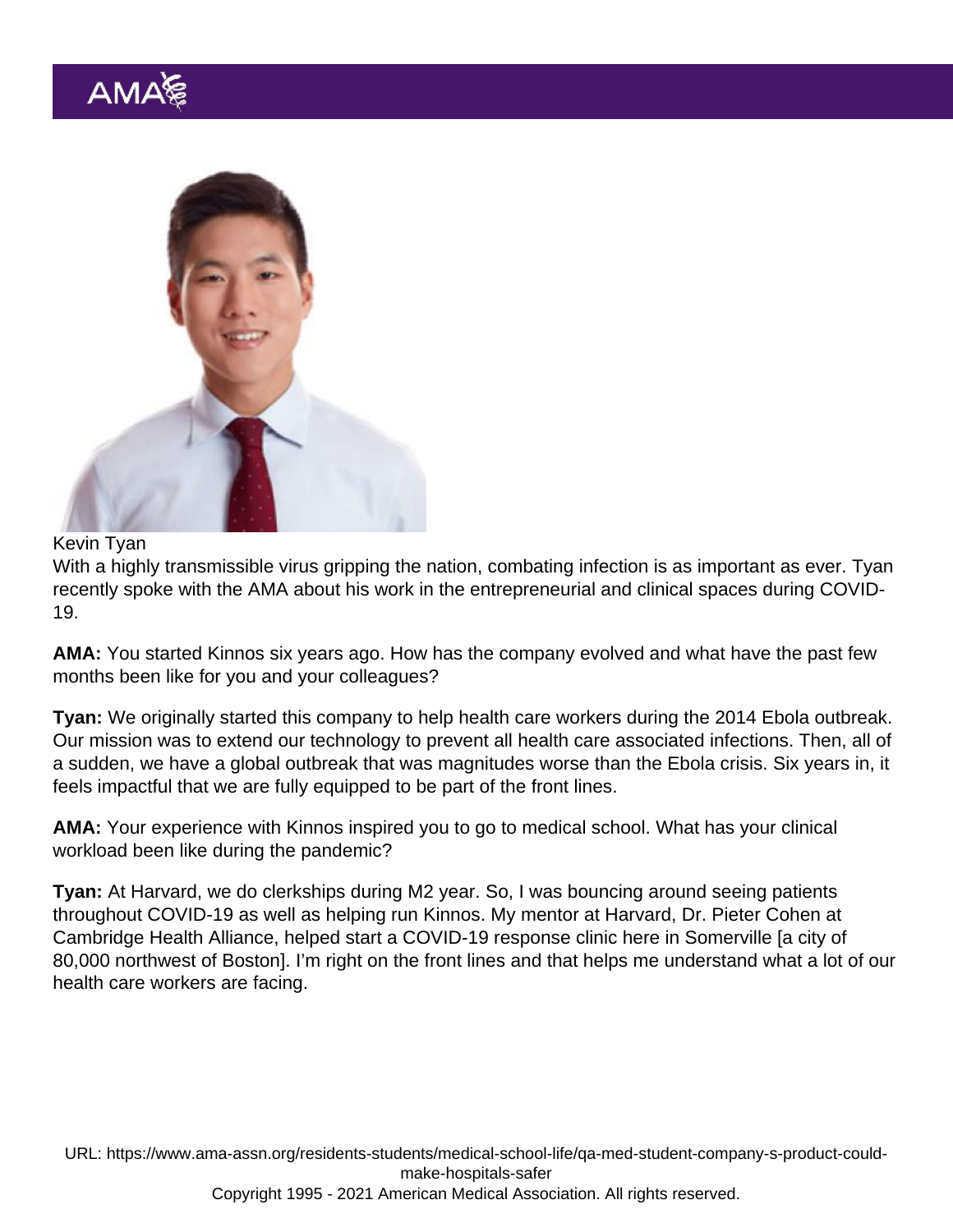Kevin Tyan

With a highly transmissible virus gripping the nation, combating infection is as important as ever. Tyan recently spoke with the AMA about his work in the entrepreneurial and clinical spaces during COVID-19.

**AMA:** You started Kinnos six years ago. How has the company evolved and what have the past few months been like for you and your colleagues?

**Tyan:** We originally started this company to help health care workers during the 2014 Ebola outbreak. Our mission was to extend our technology to prevent all health care associated infections. Then, all of a sudden, we have a global outbreak that was magnitudes worse than the Ebola crisis. Six years in, it feels impactful that we are fully equipped to be part of the front lines.

**AMA:** Your experience with Kinnos inspired you to go to medical school. What has your clinical workload been like during the pandemic?

**Tyan:** At Harvard, we do clerkships during M2 year. So, I was bouncing around seeing patients throughout COVID-19 as well as helping run Kinnos. My mentor at Harvard, Dr. Pieter Cohen at Cambridge Health Alliance, helped start a COVID-19 response clinic here in Somerville [a city of 80,000 northwest of Boston]. I'm right on the front lines and that helps me understand what a lot of our health care workers are facing.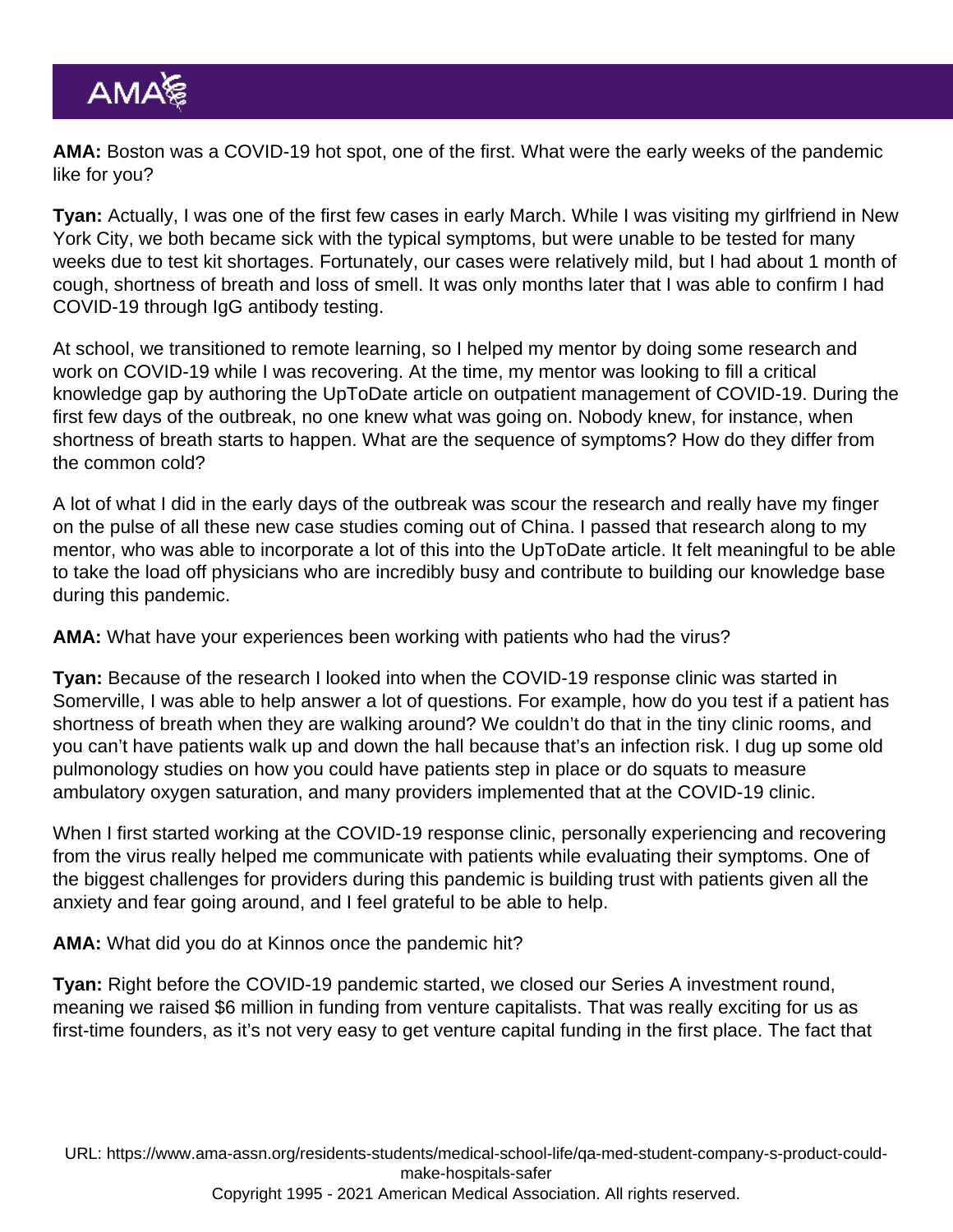**AMA:** Boston was a COVID-19 hot spot, one of the first. What were the early weeks of the pandemic like for you?

**Tyan:** Actually, I was one of the first few cases in early March. While I was visiting my girlfriend in New York City, we both became sick with the typical symptoms, but were unable to be tested for many weeks due to test kit shortages. Fortunately, our cases were relatively mild, but I had about 1 month of cough, shortness of breath and loss of smell. It was only months later that I was able to confirm I had COVID-19 through IgG antibody testing.

At school, we transitioned to remote learning, so I helped my mentor by doing some research and work on COVID-19 while I was recovering. At the time, my mentor was looking to fill a critical knowledge gap by authoring the UpToDate article on outpatient management of COVID-19. During the first few days of the outbreak, no one knew what was going on. Nobody knew, for instance, when shortness of breath starts to happen. What are the sequence of symptoms? How do they differ from the common cold?

A lot of what I did in the early days of the outbreak was scour the research and really have my finger on the pulse of all these new case studies coming out of China. I passed that research along to my mentor, who was able to incorporate a lot of this into the UpToDate article. It felt meaningful to be able to take the load off physicians who are incredibly busy and contribute to building our knowledge base during this pandemic.

**AMA:** What have your experiences been working with patients who had the virus?

**Tyan:** Because of the research I looked into when the COVID-19 response clinic was started in Somerville, I was able to help answer a lot of questions. For example, how do you test if a patient has shortness of breath when they are walking around? We couldn't do that in the tiny clinic rooms, and you can't have patients walk up and down the hall because that's an infection risk. I dug up some old pulmonology studies on how you could have patients step in place or do squats to measure ambulatory oxygen saturation, and many providers implemented that at the COVID-19 clinic.

When I first started working at the COVID-19 response clinic, personally experiencing and recovering from the virus really helped me communicate with patients while evaluating their symptoms. One of the biggest challenges for providers during this pandemic is building trust with patients given all the anxiety and fear going around, and I feel grateful to be able to help.

**AMA:** What did you do at Kinnos once the pandemic hit?

**Tyan:** Right before the COVID-19 pandemic started, we closed our Series A investment round, meaning we raised $6 million in funding from venture capitalists. That was really exciting for us as first-time founders, as it's not very easy to get venture capital funding in the first place. The fact that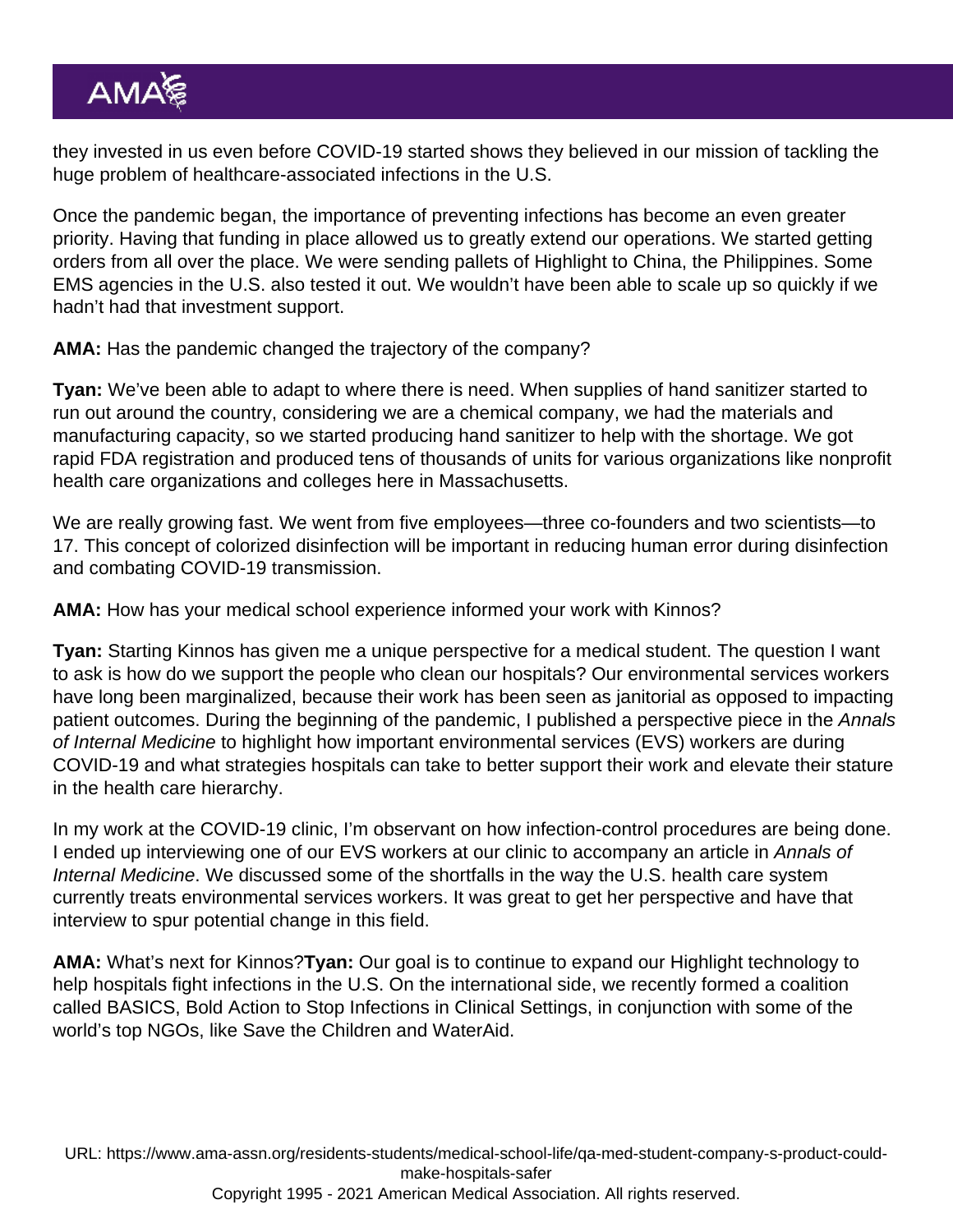they invested in us even before COVID-19 started shows they believed in our mission of tackling the huge problem of healthcare-associated infections in the U.S.

Once the pandemic began, the importance of preventing infections has become an even greater priority. Having that funding in place allowed us to greatly extend our operations. We started getting orders from all over the place. We were sending pallets of Highlight to China, the Philippines. Some EMS agencies in the U.S. also tested it out. We wouldn't have been able to scale up so quickly if we hadn't had that investment support.

**AMA:** Has the pandemic changed the trajectory of the company?

**Tyan:** We've been able to adapt to where there is need. When supplies of hand sanitizer started to run out around the country, considering we are a chemical company, we had the materials and manufacturing capacity, so we started producing hand sanitizer to help with the shortage. We got rapid FDA registration and produced tens of thousands of units for various organizations like nonprofit health care organizations and colleges here in Massachusetts.

We are really growing fast. We went from five employees—three co-founders and two scientists—to 17. This concept of colorized disinfection will be important in reducing human error during disinfection and combating COVID-19 transmission.

**AMA:** How has your medical school experience informed your work with Kinnos?

**Tyan:** Starting Kinnos has given me a unique perspective for a medical student. The question I want to ask is how do we support the people who clean our hospitals? Our environmental services workers have long been marginalized, because their work has been seen as janitorial as opposed to impacting patient outcomes. During the beginning of the pandemic, I published a perspective piece in the *Annals of Internal Medicine* to highlight how important environmental services (EVS) workers are during COVID-19 and what strategies hospitals can take to better support their work and elevate their stature in the health care hierarchy.

In my work at the COVID-19 clinic, I'm observant on how infection-control procedures are being done. I ended up interviewing one of our EVS workers at our clinic to accompany an article in *Annals of Internal Medicine*. We discussed some of the shortfalls in the way the U.S. health care system currently treats environmental services workers. It was great to get her perspective and have that interview to spur potential change in this field.

**AMA:** What's next for Kinnos?

**Tyan:** Our goal is to continue to expand our Highlight technology to help hospitals fight infections in the U.S. On the international side, we recently formed a coalition called BASICS, Bold Action to Stop Infections in Clinical Settings, in conjunction with some of the world's top NGOs, like Save the Children and WaterAid.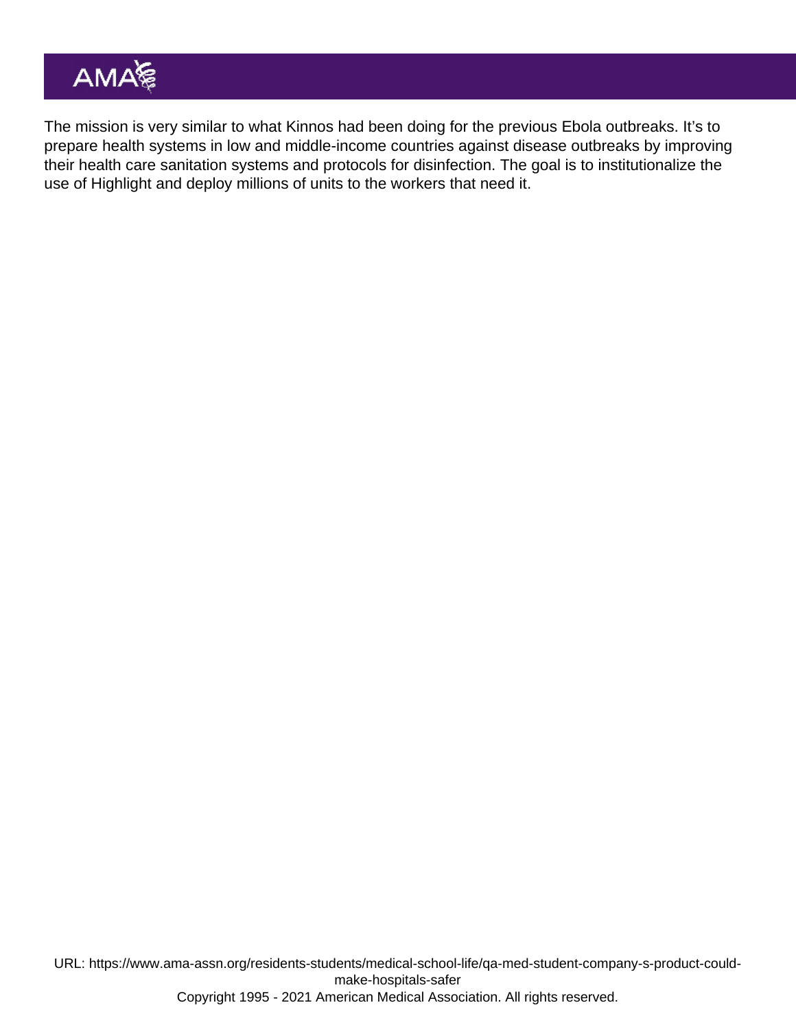The mission is very similar to what Kinnos had been doing for the previous Ebola outbreaks. It's to prepare health systems in low and middle-income countries against disease outbreaks by improving their health care sanitation systems and protocols for disinfection. The goal is to institutionalize the use of Highlight and deploy millions of units to the workers that need it.